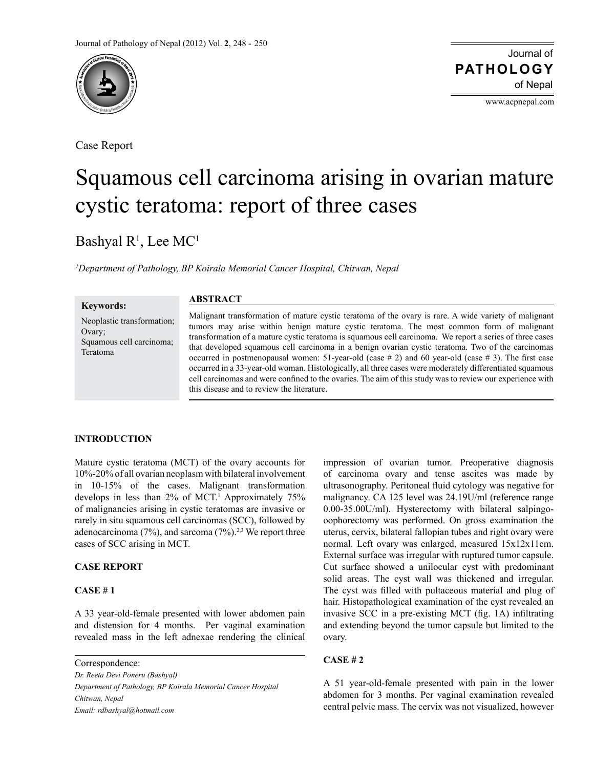Case Report

# Squamous cell carcinoma arising in ovarian mature cystic teratoma: report of three cases

Bashyal R[1], Lee MC[1]

*[1]Department of Pathology, BP Koirala Memorial Cancer Hospital, Chitwan, Nepal*

**Keywords:**

Neoplastic transformation; Ovary; Squamous cell carcinoma; Teratoma

## ABSTRACT

Malignant transformation of mature cystic teratoma of the ovary is rare. A wide variety of malignant tumors may arise within benign mature cystic teratoma. The most common form of malignant transformation of a mature cystic teratoma is squamous cell carcinoma. We report a series of three cases that developed squamous cell carcinoma in a benign ovarian cystic teratoma. Two of the carcinomas occurred in postmenopausal women: 51-year-old (case # 2) and 60 year-old (case # 3). The first case occurred in a 33-year-old woman. Histologically, all three cases were moderately differentiated squamous cell carcinomas and were confined to the ovaries. The aim of this study was to review our experience with this disease and to review the literature.

## INTRODUCTION

Mature cystic teratoma (MCT) of the ovary accounts for 10%-20% of all ovarian neoplasm with bilateral involvement in 10-15% of the cases. Malignant transformation develops in less than 2% of MCT.[1] Approximately 75% of malignancies arising in cystic teratomas are invasive or rarely in situ squamous cell carcinomas (SCC), followed by adenocarcinoma (7%), and sarcoma (7%).[2,3] We report three cases of SCC arising in MCT.

## CASE REPORT

### CASE # 1

A 33 year-old-female presented with lower abdomen pain and distension for 4 months. Per vaginal examination revealed mass in the left adnexae rendering the clinical impression of ovarian tumor. Preoperative diagnosis of carcinoma ovary and tense ascites was made by ultrasonography. Peritoneal fluid cytology was negative for malignancy. CA 125 level was 24.19U/ml (reference range 0.00-35.00U/ml). Hysterectomy with bilateral salpingo-oophorectomy was performed. On gross examination the uterus, cervix, bilateral fallopian tubes and right ovary were normal. Left ovary was enlarged, measured 15x12x11cm. External surface was irregular with ruptured tumor capsule. Cut surface showed a unilocular cyst with predominant solid areas. The cyst wall was thickened and irregular. The cyst was filled with pultaceous material and plug of hair. Histopathological examination of the cyst revealed an invasive SCC in a pre-existing MCT (fig. 1A) infiltrating and extending beyond the tumor capsule but limited to the ovary.

### CASE # 2

A 51 year-old-female presented with pain in the lower abdomen for 3 months. Per vaginal examination revealed central pelvic mass. The cervix was not visualized, however

Correspondence:
*Dr. Reeta Devi Poneru (Bashyal)*
*Department of Pathology, BP Koirala Memorial Cancer Hospital*
*Chitwan, Nepal*
*Email: rdbashyal@hotmail.com*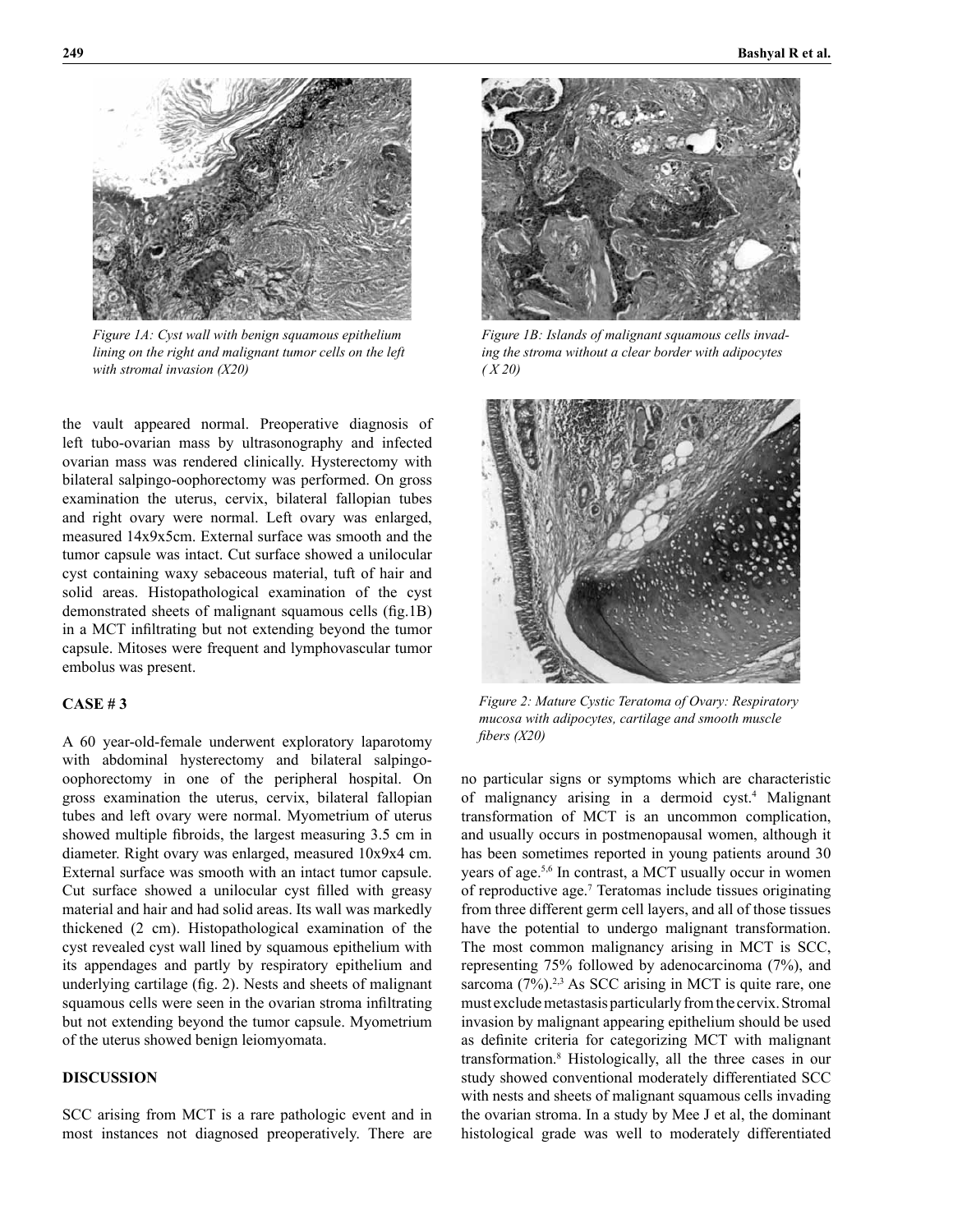Figure 1A: Cyst wall with benign squamous epithelium lining on the right and malignant tumor cells on the left with stromal invasion (X20)

Figure 1B: Islands of malignant squamous cells invading the stroma without a clear border with adipocytes ( X 20)

the vault appeared normal. Preoperative diagnosis of left tubo-ovarian mass by ultrasonography and infected ovarian mass was rendered clinically. Hysterectomy with bilateral salpingo-oophorectomy was performed. On gross examination the uterus, cervix, bilateral fallopian tubes and right ovary were normal. Left ovary was enlarged, measured 14x9x5cm. External surface was smooth and the tumor capsule was intact. Cut surface showed a unilocular cyst containing waxy sebaceous material, tuft of hair and solid areas. Histopathological examination of the cyst demonstrated sheets of malignant squamous cells (fig.1B) in a MCT infiltrating but not extending beyond the tumor capsule. Mitoses were frequent and lymphovascular tumor embolus was present.

### CASE # 3

A 60 year-old-female underwent exploratory laparotomy with abdominal hysterectomy and bilateral salpingo-oophorectomy in one of the peripheral hospital. On gross examination the uterus, cervix, bilateral fallopian tubes and left ovary were normal. Myometrium of uterus showed multiple fibroids, the largest measuring 3.5 cm in diameter. Right ovary was enlarged, measured 10x9x4 cm. External surface was smooth with an intact tumor capsule. Cut surface showed a unilocular cyst filled with greasy material and hair and had solid areas. Its wall was markedly thickened (2 cm). Histopathological examination of the cyst revealed cyst wall lined by squamous epithelium with its appendages and partly by respiratory epithelium and underlying cartilage (fig. 2). Nests and sheets of malignant squamous cells were seen in the ovarian stroma infiltrating but not extending beyond the tumor capsule. Myometrium of the uterus showed benign leiomyomata.

Figure 2: Mature Cystic Teratoma of Ovary: Respiratory mucosa with adipocytes, cartilage and smooth muscle fibers (X20)

## DISCUSSION

SCC arising from MCT is a rare pathologic event and in most instances not diagnosed preoperatively. There are no particular signs or symptoms which are characteristic of malignancy arising in a dermoid cyst.[4] Malignant transformation of MCT is an uncommon complication, and usually occurs in postmenopausal women, although it has been sometimes reported in young patients around 30 years of age.[5,6] In contrast, a MCT usually occur in women of reproductive age.[7] Teratomas include tissues originating from three different germ cell layers, and all of those tissues have the potential to undergo malignant transformation. The most common malignancy arising in MCT is SCC, representing 75% followed by adenocarcinoma (7%), and sarcoma (7%).[2,3] As SCC arising in MCT is quite rare, one must exclude metastasis particularly from the cervix. Stromal invasion by malignant appearing epithelium should be used as definite criteria for categorizing MCT with malignant transformation.[8] Histologically, all the three cases in our study showed conventional moderately differentiated SCC with nests and sheets of malignant squamous cells invading the ovarian stroma. In a study by Mee J et al, the dominant histological grade was well to moderately differentiated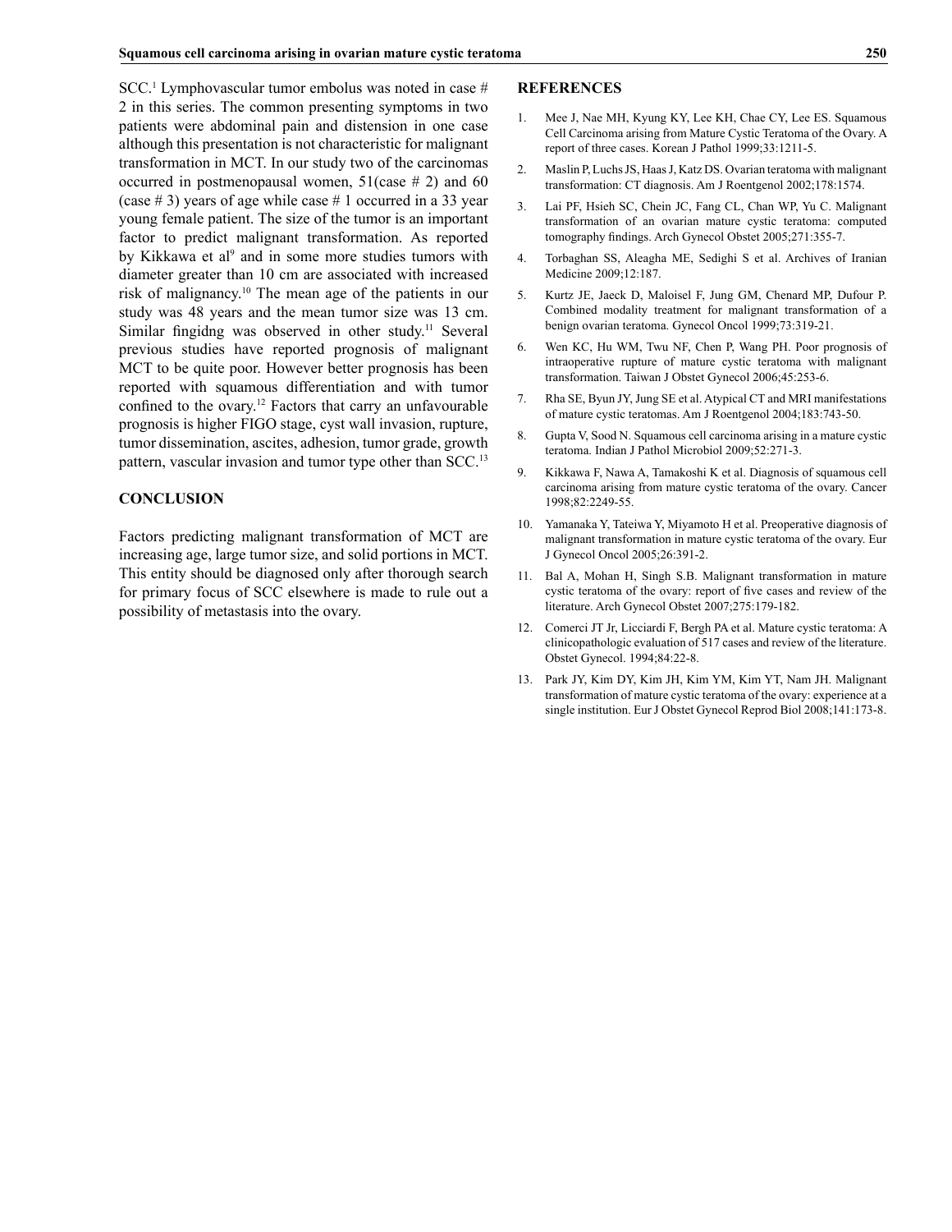SCC.[1] Lymphovascular tumor embolus was noted in case # 2 in this series. The common presenting symptoms in two patients were abdominal pain and distension in one case although this presentation is not characteristic for malignant transformation in MCT. In our study two of the carcinomas occurred in postmenopausal women, 51(case # 2) and 60 (case # 3) years of age while case # 1 occurred in a 33 year young female patient. The size of the tumor is an important factor to predict malignant transformation. As reported by Kikkawa et al[9] and in some more studies tumors with diameter greater than 10 cm are associated with increased risk of malignancy.[10] The mean age of the patients in our study was 48 years and the mean tumor size was 13 cm. Similar fingidng was observed in other study.[11] Several previous studies have reported prognosis of malignant MCT to be quite poor. However better prognosis has been reported with squamous differentiation and with tumor confined to the ovary.[12] Factors that carry an unfavourable prognosis is higher FIGO stage, cyst wall invasion, rupture, tumor dissemination, ascites, adhesion, tumor grade, growth pattern, vascular invasion and tumor type other than SCC.[13]

## CONCLUSION

Factors predicting malignant transformation of MCT are increasing age, large tumor size, and solid portions in MCT. This entity should be diagnosed only after thorough search for primary focus of SCC elsewhere is made to rule out a possibility of metastasis into the ovary.

## REFERENCES

1. Mee J, Nae MH, Kyung KY, Lee KH, Chae CY, Lee ES. Squamous Cell Carcinoma arising from Mature Cystic Teratoma of the Ovary. A report of three cases. Korean J Pathol 1999;33:1211-5.
2. Maslin P, Luchs JS, Haas J, Katz DS. Ovarian teratoma with malignant transformation: CT diagnosis. Am J Roentgenol 2002;178:1574.
3. Lai PF, Hsieh SC, Chein JC, Fang CL, Chan WP, Yu C. Malignant transformation of an ovarian mature cystic teratoma: computed tomography findings. Arch Gynecol Obstet 2005;271:355-7.
4. Torbaghan SS, Aleagha ME, Sedighi S et al. Archives of Iranian Medicine 2009;12:187.
5. Kurtz JE, Jaeck D, Maloisel F, Jung GM, Chenard MP, Dufour P. Combined modality treatment for malignant transformation of a benign ovarian teratoma. Gynecol Oncol 1999;73:319-21.
6. Wen KC, Hu WM, Twu NF, Chen P, Wang PH. Poor prognosis of intraoperative rupture of mature cystic teratoma with malignant transformation. Taiwan J Obstet Gynecol 2006;45:253-6.
7. Rha SE, Byun JY, Jung SE et al. Atypical CT and MRI manifestations of mature cystic teratomas. Am J Roentgenol 2004;183:743-50.
8. Gupta V, Sood N. Squamous cell carcinoma arising in a mature cystic teratoma. Indian J Pathol Microbiol 2009;52:271-3.
9. Kikkawa F, Nawa A, Tamakoshi K et al. Diagnosis of squamous cell carcinoma arising from mature cystic teratoma of the ovary. Cancer 1998;82:2249-55.
10. Yamanaka Y, Tateiwa Y, Miyamoto H et al. Preoperative diagnosis of malignant transformation in mature cystic teratoma of the ovary. Eur J Gynecol Oncol 2005;26:391-2.
11. Bal A, Mohan H, Singh S.B. Malignant transformation in mature cystic teratoma of the ovary: report of five cases and review of the literature. Arch Gynecol Obstet 2007;275:179-182.
12. Comerci JT Jr, Licciardi F, Bergh PA et al. Mature cystic teratoma: A clinicopathologic evaluation of 517 cases and review of the literature. Obstet Gynecol. 1994;84:22-8.
13. Park JY, Kim DY, Kim JH, Kim YM, Kim YT, Nam JH. Malignant transformation of mature cystic teratoma of the ovary: experience at a single institution. Eur J Obstet Gynecol Reprod Biol 2008;141:173-8.